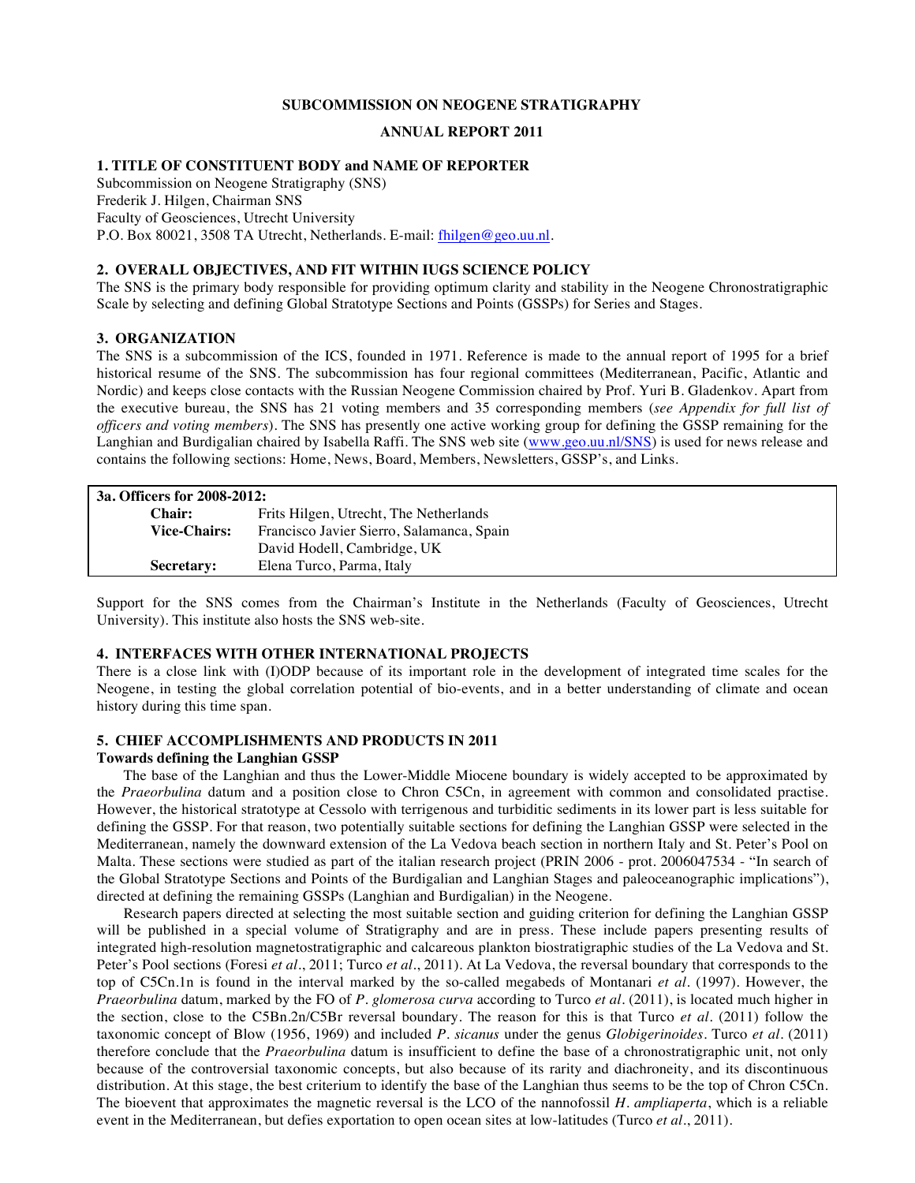# SUBCOMMISSION ON NEOGENE STRATIGRAPHY

## ANNUAL REPORT 2011

### 1. TITLE OF CONSTITUENT BODY and NAME OF REPORTER

Subcommission on Neogene Stratigraphy (SNS)
Frederik J. Hilgen, Chairman SNS
Faculty of Geosciences, Utrecht University
P.O. Box 80021, 3508 TA Utrecht, Netherlands. E-mail: fhilgen@geo.uu.nl.

### 2. OVERALL OBJECTIVES, AND FIT WITHIN IUGS SCIENCE POLICY

The SNS is the primary body responsible for providing optimum clarity and stability in the Neogene Chronostratigraphic Scale by selecting and defining Global Stratotype Sections and Points (GSSPs) for Series and Stages.

### 3. ORGANIZATION

The SNS is a subcommission of the ICS, founded in 1971. Reference is made to the annual report of 1995 for a brief historical resume of the SNS. The subcommission has four regional committees (Mediterranean, Pacific, Atlantic and Nordic) and keeps close contacts with the Russian Neogene Commission chaired by Prof. Yuri B. Gladenkov. Apart from the executive bureau, the SNS has 21 voting members and 35 corresponding members (*see Appendix for full list of officers and voting members*). The SNS has presently one active working group for defining the GSSP remaining for the Langhian and Burdigalian chaired by Isabella Raffi. The SNS web site (www.geo.uu.nl/SNS) is used for news release and contains the following sections: Home, News, Board, Members, Newsletters, GSSP's, and Links.

| **3a. Officers for 2008-2012:** | |
|---|---|
| **Chair:** | Frits Hilgen, Utrecht, The Netherlands |
| **Vice-Chairs:** | Francisco Javier Sierro, Salamanca, Spain |
| | David Hodell, Cambridge, UK |
| **Secretary:** | Elena Turco, Parma, Italy |

Support for the SNS comes from the Chairman's Institute in the Netherlands (Faculty of Geosciences, Utrecht University). This institute also hosts the SNS web-site.

### 4. INTERFACES WITH OTHER INTERNATIONAL PROJECTS

There is a close link with (I)ODP because of its important role in the development of integrated time scales for the Neogene, in testing the global correlation potential of bio-events, and in a better understanding of climate and ocean history during this time span.

### 5. CHIEF ACCOMPLISHMENTS AND PRODUCTS IN 2011

**Towards defining the Langhian GSSP**

The base of the Langhian and thus the Lower-Middle Miocene boundary is widely accepted to be approximated by the *Praeorbulina* datum and a position close to Chron C5Cn, in agreement with common and consolidated practise. However, the historical stratotype at Cessolo with terrigenous and turbiditic sediments in its lower part is less suitable for defining the GSSP. For that reason, two potentially suitable sections for defining the Langhian GSSP were selected in the Mediterranean, namely the downward extension of the La Vedova beach section in northern Italy and St. Peter's Pool on Malta. These sections were studied as part of the italian research project (PRIN 2006 - prot. 2006047534 - "In search of the Global Stratotype Sections and Points of the Burdigalian and Langhian Stages and paleoceanographic implications"), directed at defining the remaining GSSPs (Langhian and Burdigalian) in the Neogene.

Research papers directed at selecting the most suitable section and guiding criterion for defining the Langhian GSSP will be published in a special volume of Stratigraphy and are in press. These include papers presenting results of integrated high-resolution magnetostratigraphic and calcareous plankton biostratigraphic studies of the La Vedova and St. Peter's Pool sections (Foresi *et al.*, 2011; Turco *et al.*, 2011). At La Vedova, the reversal boundary that corresponds to the top of C5Cn.1n is found in the interval marked by the so-called megabeds of Montanari *et al.* (1997). However, the *Praeorbulina* datum, marked by the FO of *P. glomerosa curva* according to Turco *et al.* (2011), is located much higher in the section, close to the C5Bn.2n/C5Br reversal boundary. The reason for this is that Turco *et al.* (2011) follow the taxonomic concept of Blow (1956, 1969) and included *P. sicanus* under the genus *Globigerinoides*. Turco *et al.* (2011) therefore conclude that the *Praeorbulina* datum is insufficient to define the base of a chronostratigraphic unit, not only because of the controversial taxonomic concepts, but also because of its rarity and diachroneity, and its discontinuous distribution. At this stage, the best criterium to identify the base of the Langhian thus seems to be the top of Chron C5Cn. The bioevent that approximates the magnetic reversal is the LCO of the nannofossil *H. ampliaperta*, which is a reliable event in the Mediterranean, but defies exportation to open ocean sites at low-latitudes (Turco *et al.*, 2011).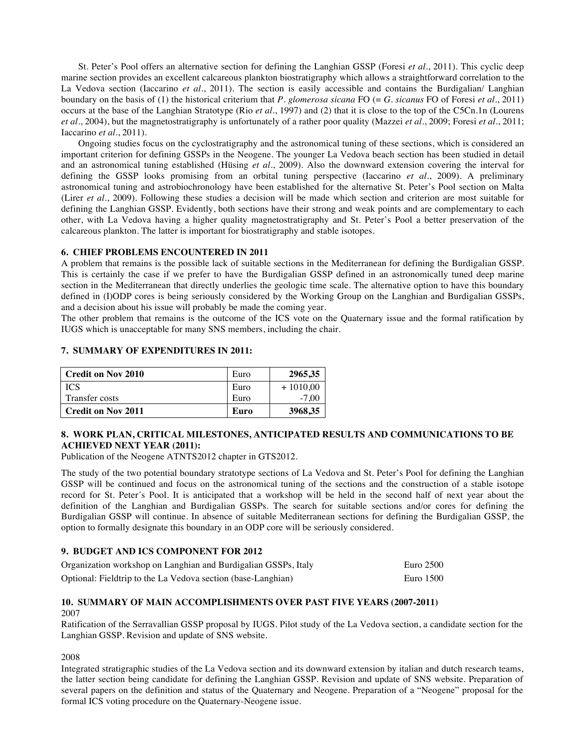St. Peter's Pool offers an alternative section for defining the Langhian GSSP (Foresi *et al*., 2011). This cyclic deep marine section provides an excellent calcareous plankton biostratigraphy which allows a straightforward correlation to the La Vedova section (Iaccarino *et al*., 2011). The section is easily accessible and contains the Burdigalian/ Langhian boundary on the basis of (1) the historical criterium that *P. glomerosa sicana* FO (= *G. sicanus* FO of Foresi *et al*., 2011) occurs at the base of the Langhian Stratotype (Rio *et al*., 1997) and (2) that it is close to the top of the C5Cn.1n (Lourens *et al*., 2004), but the magnetostratigraphy is unfortunately of a rather poor quality (Mazzei *et al*., 2009; Foresi *et al*., 2011; Iaccarino *et al*., 2011).

Ongoing studies focus on the cyclostratigraphy and the astronomical tuning of these sections, which is considered an important criterion for defining GSSPs in the Neogene. The younger La Vedova beach section has been studied in detail and an astronomical tuning established (Hüsing *et al*., 2009). Also the downward extension covering the interval for defining the GSSP looks promising from an orbital tuning perspective (Iaccarino *et al*., 2009). A preliminary astronomical tuning and astrobiochronology have been established for the alternative St. Peter's Pool section on Malta (Lirer *et al*., 2009). Following these studies a decision will be made which section and criterion are most suitable for defining the Langhian GSSP. Evidently, both sections have their strong and weak points and are complementary to each other, with La Vedova having a higher quality magnetostratigraphy and St. Peter's Pool a better preservation of the calcareous plankton. The latter is important for biostratigraphy and stable isotopes.

### 6. CHIEF PROBLEMS ENCOUNTERED IN 2011

A problem that remains is the possible lack of suitable sections in the Mediterranean for defining the Burdigalian GSSP. This is certainly the case if we prefer to have the Burdigalian GSSP defined in an astronomically tuned deep marine section in the Mediterranean that directly underlies the geologic time scale. The alternative option to have this boundary defined in (I)ODP cores is being seriously considered by the Working Group on the Langhian and Burdigalian GSSPs, and a decision about his issue will probably be made the coming year.

The other problem that remains is the outcome of the ICS vote on the Quaternary issue and the formal ratification by IUGS which is unacceptable for many SNS members, including the chair.

### 7. SUMMARY OF EXPENDITURES IN 2011:

| **Credit on Nov 2010** | Euro | **2965,35** |
|---|---|---|
| ICS | Euro | + 1010,00 |
| Transfer costs | Euro | -7,00 |
| **Credit on Nov 2011** | **Euro** | **3968,35** |

### 8. WORK PLAN, CRITICAL MILESTONES, ANTICIPATED RESULTS AND COMMUNICATIONS TO BE ACHIEVED NEXT YEAR (2011):

Publication of the Neogene ATNTS2012 chapter in GTS2012.

The study of the two potential boundary stratotype sections of La Vedova and St. Peter's Pool for defining the Langhian GSSP will be continued and focus on the astronomical tuning of the sections and the construction of a stable isotope record for St. Peter´s Pool. It is anticipated that a workshop will be held in the second half of next year about the definition of the Langhian and Burdigalian GSSPs. The search for suitable sections and/or cores for defining the Burdigalian GSSP will continue. In absence of suitable Mediterranean sections for defining the Burdigalian GSSP, the option to formally designate this boundary in an ODP core will be seriously considered.

### 9. BUDGET AND ICS COMPONENT FOR 2012

| | |
|---|---|
| Organization workshop on Langhian and Burdigalian GSSPs, Italy | Euro 2500 |
| Optional: Fieldtrip to the La Vedova section (base-Langhian) | Euro 1500 |

### 10. SUMMARY OF MAIN ACCOMPLISHMENTS OVER PAST FIVE YEARS (2007-2011)

2007

Ratification of the Serravallian GSSP proposal by IUGS. Pilot study of the La Vedova section, a candidate section for the Langhian GSSP. Revision and update of SNS website.

2008

Integrated stratigraphic studies of the La Vedova section and its downward extension by italian and dutch research teams, the latter section being candidate for defining the Langhian GSSP. Revision and update of SNS website. Preparation of several papers on the definition and status of the Quaternary and Neogene. Preparation of a "Neogene" proposal for the formal ICS voting procedure on the Quaternary-Neogene issue.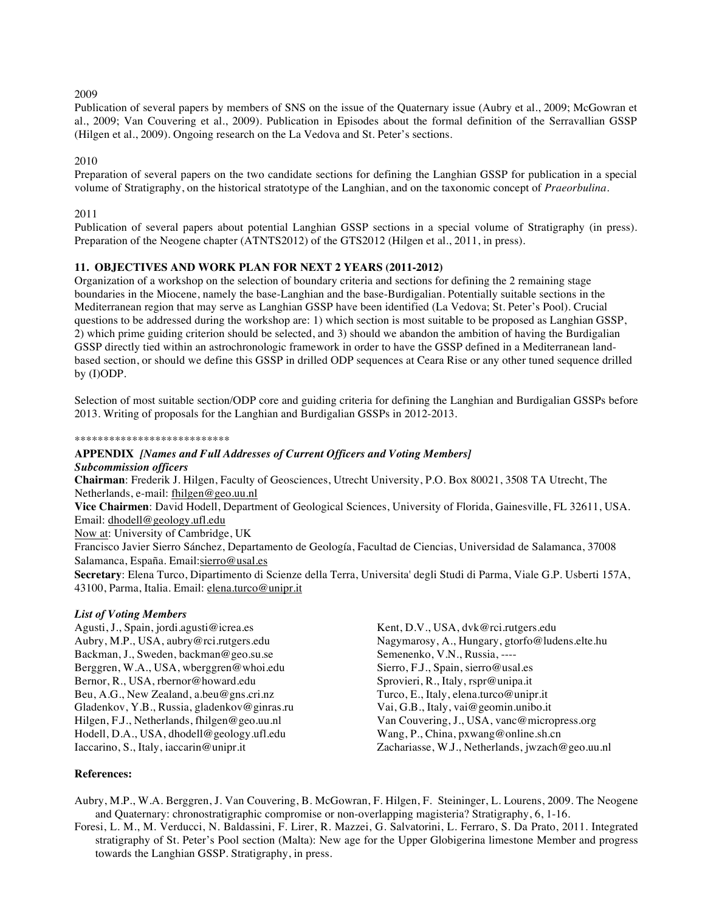2009

Publication of several papers by members of SNS on the issue of the Quaternary issue (Aubry et al., 2009; McGowran et al., 2009; Van Couvering et al., 2009). Publication in Episodes about the formal definition of the Serravallian GSSP (Hilgen et al., 2009). Ongoing research on the La Vedova and St. Peter's sections.

2010

Preparation of several papers on the two candidate sections for defining the Langhian GSSP for publication in a special volume of Stratigraphy, on the historical stratotype of the Langhian, and on the taxonomic concept of *Praeorbulina*.

2011

Publication of several papers about potential Langhian GSSP sections in a special volume of Stratigraphy (in press). Preparation of the Neogene chapter (ATNTS2012) of the GTS2012 (Hilgen et al., 2011, in press).

## 11. OBJECTIVES AND WORK PLAN FOR NEXT 2 YEARS (2011-2012)

Organization of a workshop on the selection of boundary criteria and sections for defining the 2 remaining stage boundaries in the Miocene, namely the base-Langhian and the base-Burdigalian. Potentially suitable sections in the Mediterranean region that may serve as Langhian GSSP have been identified (La Vedova; St. Peter's Pool). Crucial questions to be addressed during the workshop are: 1) which section is most suitable to be proposed as Langhian GSSP, 2) which prime guiding criterion should be selected, and 3) should we abandon the ambition of having the Burdigalian GSSP directly tied within an astrochronologic framework in order to have the GSSP defined in a Mediterranean land-based section, or should we define this GSSP in drilled ODP sequences at Ceara Rise or any other tuned sequence drilled by (I)ODP.

Selection of most suitable section/ODP core and guiding criteria for defining the Langhian and Burdigalian GSSPs before 2013. Writing of proposals for the Langhian and Burdigalian GSSPs in 2012-2013.

***************************

**APPENDIX** ***[Names and Full Addresses of Current Officers and Voting Members]***

***Subcommission officers***

**Chairman**: Frederik J. Hilgen, Faculty of Geosciences, Utrecht University, P.O. Box 80021, 3508 TA Utrecht, The Netherlands, e-mail: fhilgen@geo.uu.nl

**Vice Chairmen**: David Hodell, Department of Geological Sciences, University of Florida, Gainesville, FL 32611, USA. Email: dhodell@geology.ufl.edu

Now at: University of Cambridge, UK

Francisco Javier Sierro Sánchez, Departamento de Geología, Facultad de Ciencias, Universidad de Salamanca, 37008 Salamanca, España. Email:sierro@usal.es

**Secretary**: Elena Turco, Dipartimento di Scienze della Terra, Universita' degli Studi di Parma, Viale G.P. Usberti 157A, 43100, Parma, Italia. Email: elena.turco@unipr.it

***List of Voting Members***

Agusti, J., Spain, jordi.agusti@icrea.es
Aubry, M.P., USA, aubry@rci.rutgers.edu
Backman, J., Sweden, backman@geo.su.se
Berggren, W.A., USA, wberggren@whoi.edu
Bernor, R., USA, rbernor@howard.edu
Beu, A.G., New Zealand, a.beu@gns.cri.nz
Gladenkov, Y.B., Russia, gladenkov@ginras.ru
Hilgen, F.J., Netherlands, fhilgen@geo.uu.nl
Hodell, D.A., USA, dhodell@geology.ufl.edu
Iaccarino, S., Italy, iaccarin@unipr.it
Kent, D.V., USA, dvk@rci.rutgers.edu
Nagymarosy, A., Hungary, gtorfo@ludens.elte.hu
Semenenko, V.N., Russia, ----
Sierro, F.J., Spain, sierro@usal.es
Sprovieri, R., Italy, rspr@unipa.it
Turco, E., Italy, elena.turco@unipr.it
Vai, G.B., Italy, vai@geomin.unibo.it
Van Couvering, J., USA, vanc@micropress.org
Wang, P., China, pxwang@online.sh.cn
Zachariasse, W.J., Netherlands, jwzach@geo.uu.nl

**References:**

Aubry, M.P., W.A. Berggren, J. Van Couvering, B. McGowran, F. Hilgen, F. Steininger, L. Lourens, 2009. The Neogene and Quaternary: chronostratigraphic compromise or non-overlapping magisteria? Stratigraphy, 6, 1-16.

Foresi, L. M., M. Verducci, N. Baldassini, F. Lirer, R. Mazzei, G. Salvatorini, L. Ferraro, S. Da Prato, 2011. Integrated stratigraphy of St. Peter's Pool section (Malta): New age for the Upper Globigerina limestone Member and progress towards the Langhian GSSP. Stratigraphy, in press.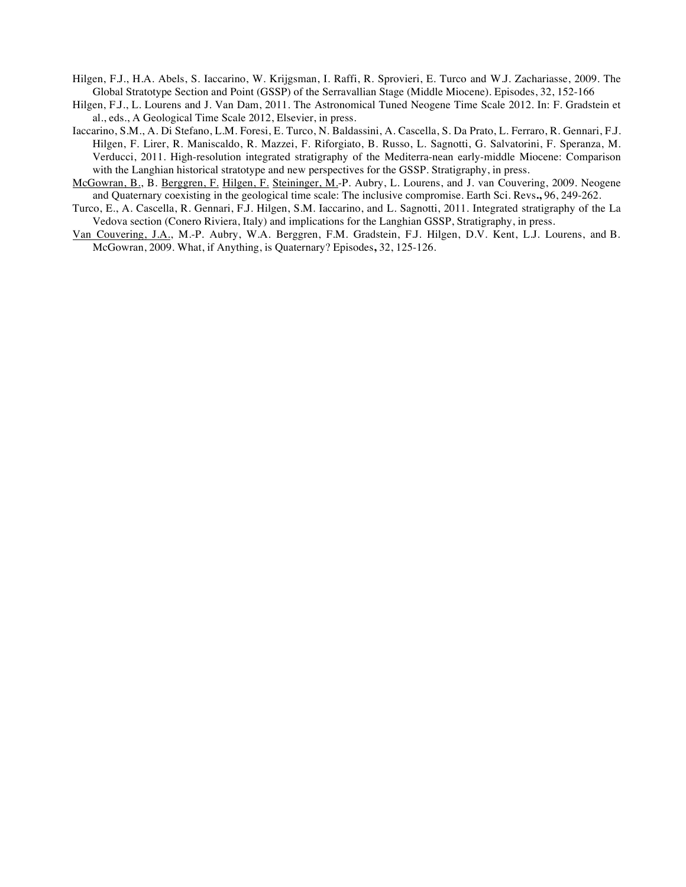Hilgen, F.J., H.A. Abels, S. Iaccarino, W. Krijgsman, I. Raffi, R. Sprovieri, E. Turco and W.J. Zachariasse, 2009. The Global Stratotype Section and Point (GSSP) of the Serravallian Stage (Middle Miocene). Episodes, 32, 152-166

Hilgen, F.J., L. Lourens and J. Van Dam, 2011. The Astronomical Tuned Neogene Time Scale 2012. In: F. Gradstein et al., eds., A Geological Time Scale 2012, Elsevier, in press.

Iaccarino, S.M., A. Di Stefano, L.M. Foresi, E. Turco, N. Baldassini, A. Cascella, S. Da Prato, L. Ferraro, R. Gennari, F.J. Hilgen, F. Lirer, R. Maniscaldo, R. Mazzei, F. Riforgiato, B. Russo, L. Sagnotti, G. Salvatorini, F. Speranza, M. Verducci, 2011. High-resolution integrated stratigraphy of the Mediterra-nean early-middle Miocene: Comparison with the Langhian historical stratotype and new perspectives for the GSSP. Stratigraphy, in press.

McGowran, B., B. Berggren, F. Hilgen, F. Steininger, M.-P. Aubry, L. Lourens, and J. van Couvering, 2009. Neogene and Quaternary coexisting in the geological time scale: The inclusive compromise. Earth Sci. Revs**.,** 96, 249-262.

Turco, E., A. Cascella, R. Gennari, F.J. Hilgen, S.M. Iaccarino, and L. Sagnotti, 2011. Integrated stratigraphy of the La Vedova section (Conero Riviera, Italy) and implications for the Langhian GSSP, Stratigraphy, in press.

Van Couvering, J.A., M.-P. Aubry, W.A. Berggren, F.M. Gradstein, F.J. Hilgen, D.V. Kent, L.J. Lourens, and B. McGowran, 2009. What, if Anything, is Quaternary? Episodes**,** 32, 125-126.